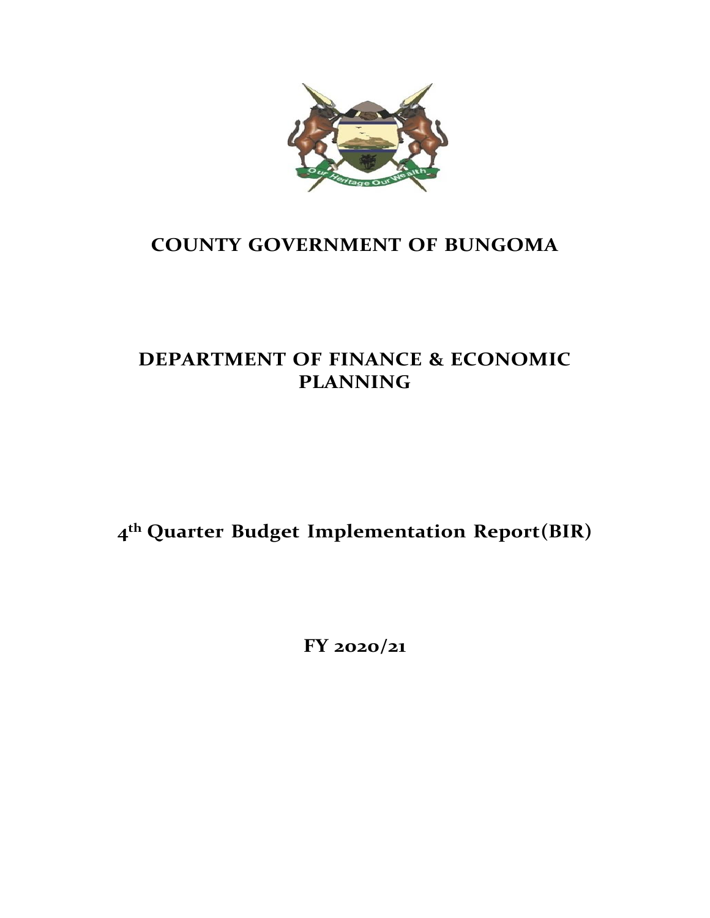# COUNTY GOVERNMENT OF BUNGOMA

## DEPARTMENT OF FINANCE & ECONOMIC PLANNING

## 4th Quarter Budget Implementation Report(BIR)

## FY 2020/21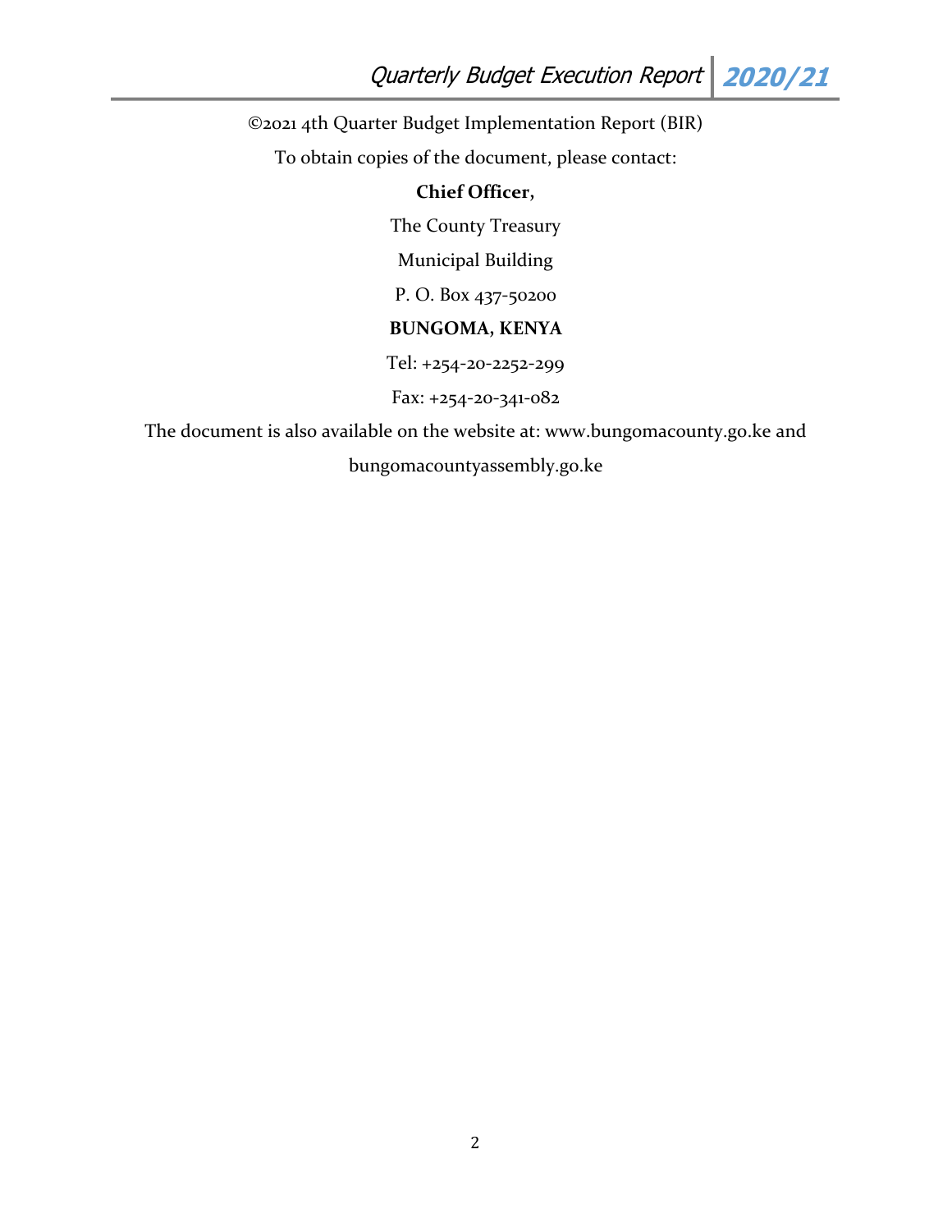©2021 4th Quarter Budget Implementation Report (BIR)

To obtain copies of the document, please contact:

**Chief Officer,**

The County Treasury

Municipal Building

P. O. Box 437-50200

**BUNGOMA, KENYA**

Tel: +254-20-2252-299

Fax: +254-20-341-082

The document is also available on the website at: www.bungomacounty.go.ke and bungomacountyassembly.go.ke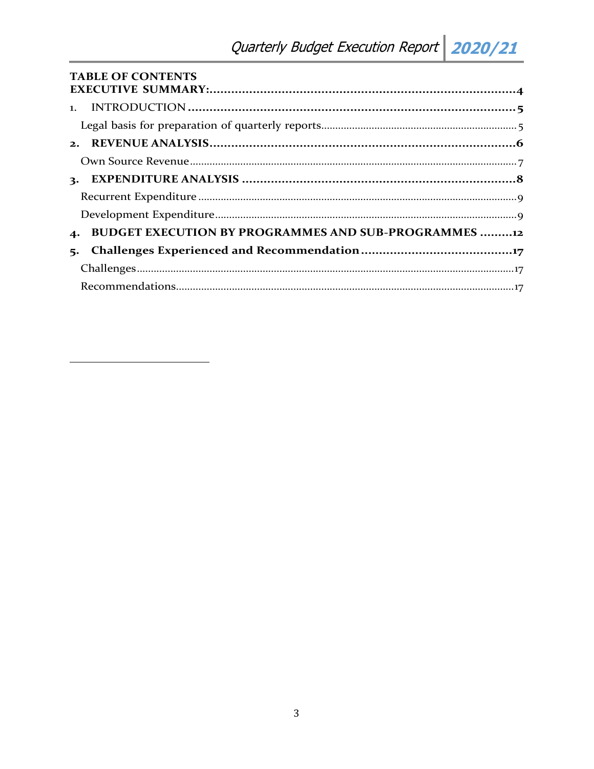**TABLE OF CONTENTS**

**EXECUTIVE SUMMARY:........................................................................4**

1. INTRODUCTION ............................................................................5
   - Legal basis for preparation of quarterly reports.......................................5
2. **REVENUE ANALYSIS.......................................................................6**
   - Own Source Revenue.......................................................................7
3. **EXPENDITURE ANALYSIS ...................................................................8**
   - Recurrent Expenditure ....................................................................9
   - Development Expenditure...................................................................9
4. **BUDGET EXECUTION BY PROGRAMMES AND SUB-PROGRAMMES .........12**
5. **Challenges Experienced and Recommendation ..........................................17**
   - Challenges................................................................................17
   - Recommendations..........................................................................17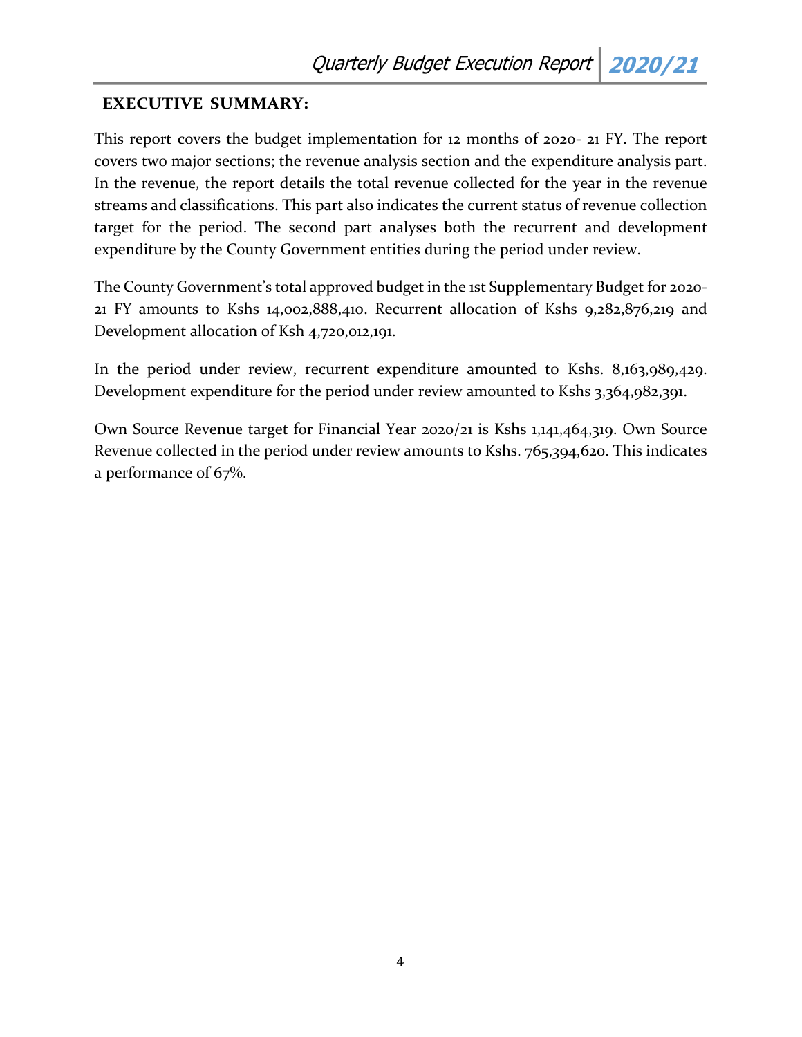## EXECUTIVE SUMMARY:

This report covers the budget implementation for 12 months of 2020- 21 FY. The report covers two major sections; the revenue analysis section and the expenditure analysis part. In the revenue, the report details the total revenue collected for the year in the revenue streams and classifications. This part also indicates the current status of revenue collection target for the period. The second part analyses both the recurrent and development expenditure by the County Government entities during the period under review.

The County Government's total approved budget in the 1st Supplementary Budget for 2020-21 FY amounts to Kshs 14,002,888,410. Recurrent allocation of Kshs 9,282,876,219 and Development allocation of Ksh 4,720,012,191.

In the period under review, recurrent expenditure amounted to Kshs. 8,163,989,429. Development expenditure for the period under review amounted to Kshs 3,364,982,391.

Own Source Revenue target for Financial Year 2020/21 is Kshs 1,141,464,319. Own Source Revenue collected in the period under review amounts to Kshs. 765,394,620. This indicates a performance of 67%.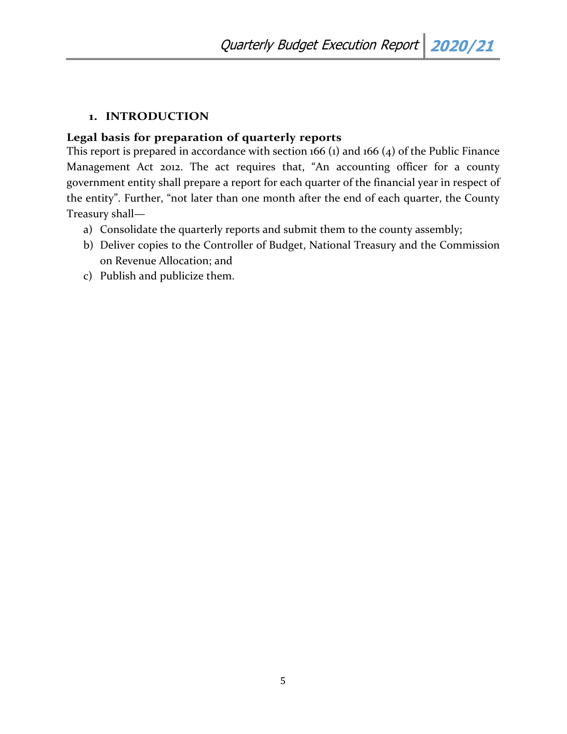## 1. INTRODUCTION

**Legal basis for preparation of quarterly reports**

This report is prepared in accordance with section 166 (1) and 166 (4) of the Public Finance Management Act 2012. The act requires that, "An accounting officer for a county government entity shall prepare a report for each quarter of the financial year in respect of the entity". Further, "not later than one month after the end of each quarter, the County Treasury shall—

a) Consolidate the quarterly reports and submit them to the county assembly;
b) Deliver copies to the Controller of Budget, National Treasury and the Commission on Revenue Allocation; and
c) Publish and publicize them.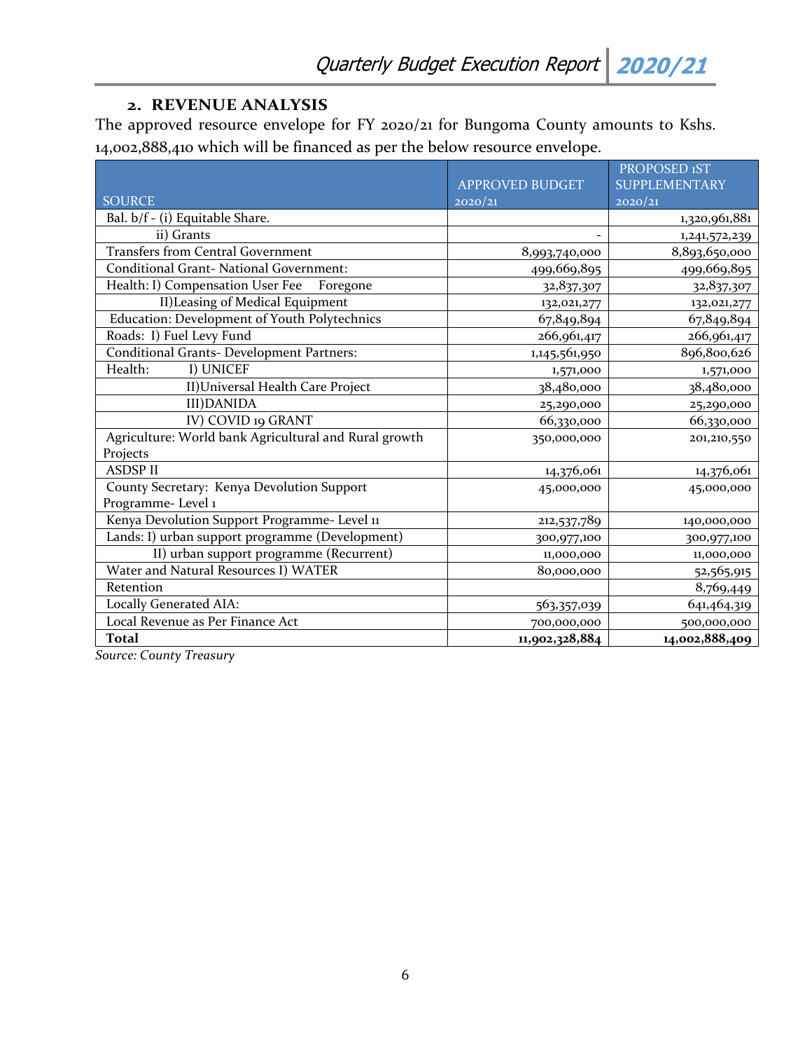## 2. REVENUE ANALYSIS

The approved resource envelope for FY 2020/21 for Bungoma County amounts to Kshs. 14,002,888,410 which will be financed as per the below resource envelope.

| SOURCE | APPROVED BUDGET 2020/21 | PROPOSED 1ST SUPPLEMENTARY 2020/21 |
|---|---|---|
| Bal. b/f - (i) Equitable Share. | | 1,320,961,881 |
| ii) Grants | - | 1,241,572,239 |
| Transfers from Central Government | 8,993,740,000 | 8,893,650,000 |
| Conditional Grant- National Government: | 499,669,895 | 499,669,895 |
| Health: I) Compensation User Fee Foregone | 32,837,307 | 32,837,307 |
| II)Leasing of Medical Equipment | 132,021,277 | 132,021,277 |
| Education: Development of Youth Polytechnics | 67,849,894 | 67,849,894 |
| Roads: I) Fuel Levy Fund | 266,961,417 | 266,961,417 |
| Conditional Grants- Development Partners: | 1,145,561,950 | 896,800,626 |
| Health: I) UNICEF | 1,571,000 | 1,571,000 |
| II)Universal Health Care Project | 38,480,000 | 38,480,000 |
| III)DANIDA | 25,290,000 | 25,290,000 |
| IV) COVID 19 GRANT | 66,330,000 | 66,330,000 |
| Agriculture: World bank Agricultural and Rural growth Projects | 350,000,000 | 201,210,550 |
| ASDSP II | 14,376,061 | 14,376,061 |
| County Secretary: Kenya Devolution Support Programme- Level 1 | 45,000,000 | 45,000,000 |
| Kenya Devolution Support Programme- Level 11 | 212,537,789 | 140,000,000 |
| Lands: I) urban support programme (Development) | 300,977,100 | 300,977,100 |
| II) urban support programme (Recurrent) | 11,000,000 | 11,000,000 |
| Water and Natural Resources I) WATER | 80,000,000 | 52,565,915 |
| Retention | | 8,769,449 |
| Locally Generated AIA: | 563,357,039 | 641,464,319 |
| Local Revenue as Per Finance Act | 700,000,000 | 500,000,000 |
| **Total** | **11,902,328,884** | **14,002,888,409** |

*Source: County Treasury*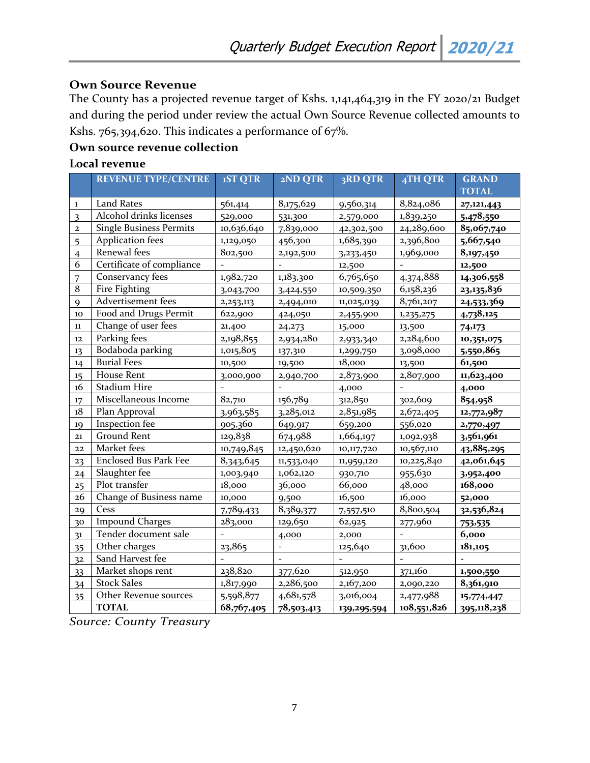## Own Source Revenue

The County has a projected revenue target of Kshs. 1,141,464,319 in the FY 2020/21 Budget and during the period under review the actual Own Source Revenue collected amounts to Kshs. 765,394,620. This indicates a performance of 67%.

### Own source revenue collection

### Local revenue

| | REVENUE TYPE/CENTRE | 1ST QTR | 2ND QTR | 3RD QTR | 4TH QTR | GRAND TOTAL |
|---|---|---|---|---|---|---|
| 1 | Land Rates | 561,414 | 8,175,629 | 9,560,314 | 8,824,086 | **27,121,443** |
| 3 | Alcohol drinks licenses | 529,000 | 531,300 | 2,579,000 | 1,839,250 | **5,478,550** |
| 2 | Single Business Permits | 10,636,640 | 7,839,000 | 42,302,500 | 24,289,600 | **85,067,740** |
| 5 | Application fees | 1,129,050 | 456,300 | 1,685,390 | 2,396,800 | **5,667,540** |
| 4 | Renewal fees | 802,500 | 2,192,500 | 3,233,450 | 1,969,000 | **8,197,450** |
| 6 | Certificate of compliance | - | - | 12,500 | - | **12,500** |
| 7 | Conservancy fees | 1,982,720 | 1,183,300 | 6,765,650 | 4,374,888 | **14,306,558** |
| 8 | Fire Fighting | 3,043,700 | 3,424,550 | 10,509,350 | 6,158,236 | **23,135,836** |
| 9 | Advertisement fees | 2,253,113 | 2,494,010 | 11,025,039 | 8,761,207 | **24,533,369** |
| 10 | Food and Drugs Permit | 622,900 | 424,050 | 2,455,900 | 1,235,275 | **4,738,125** |
| 11 | Change of user fees | 21,400 | 24,273 | 15,000 | 13,500 | **74,173** |
| 12 | Parking fees | 2,198,855 | 2,934,280 | 2,933,340 | 2,284,600 | **10,351,075** |
| 13 | Bodaboda parking | 1,015,805 | 137,310 | 1,299,750 | 3,098,000 | **5,550,865** |
| 14 | Burial Fees | 10,500 | 19,500 | 18,000 | 13,500 | **61,500** |
| 15 | House Rent | 3,000,900 | 2,940,700 | 2,873,900 | 2,807,900 | **11,623,400** |
| 16 | Stadium Hire | - | - | 4,000 | - | **4,000** |
| 17 | Miscellaneous Income | 82,710 | 156,789 | 312,850 | 302,609 | **854,958** |
| 18 | Plan Approval | 3,963,585 | 3,285,012 | 2,851,985 | 2,672,405 | **12,772,987** |
| 19 | Inspection fee | 905,360 | 649,917 | 659,200 | 556,020 | **2,770,497** |
| 21 | Ground Rent | 129,838 | 674,988 | 1,664,197 | 1,092,938 | **3,561,961** |
| 22 | Market fees | 10,749,845 | 12,450,620 | 10,117,720 | 10,567,110 | **43,885,295** |
| 23 | Enclosed Bus Park Fee | 8,343,645 | 11,533,040 | 11,959,120 | 10,225,840 | **42,061,645** |
| 24 | Slaughter fee | 1,003,940 | 1,062,120 | 930,710 | 955,630 | **3,952,400** |
| 25 | Plot transfer | 18,000 | 36,000 | 66,000 | 48,000 | **168,000** |
| 26 | Change of Business name | 10,000 | 9,500 | 16,500 | 16,000 | **52,000** |
| 29 | Cess | 7,789,433 | 8,389,377 | 7,557,510 | 8,800,504 | **32,536,824** |
| 30 | Impound Charges | 283,000 | 129,650 | 62,925 | 277,960 | **753,535** |
| 31 | Tender document sale | - | 4,000 | 2,000 | - | **6,000** |
| 35 | Other charges | 23,865 | - | 125,640 | 31,600 | **181,105** |
| 32 | Sand Harvest fee | - | - | - | - | - |
| 33 | Market shops rent | 238,820 | 377,620 | 512,950 | 371,160 | **1,500,550** |
| 34 | Stock Sales | 1,817,990 | 2,286,500 | 2,167,200 | 2,090,220 | **8,361,910** |
| 35 | Other Revenue sources | 5,598,877 | 4,681,578 | 3,016,004 | 2,477,988 | **15,774,447** |
| | **TOTAL** | **68,767,405** | **78,503,413** | **139,295,594** | **108,551,826** | **395,118,238** |

*Source: County Treasury*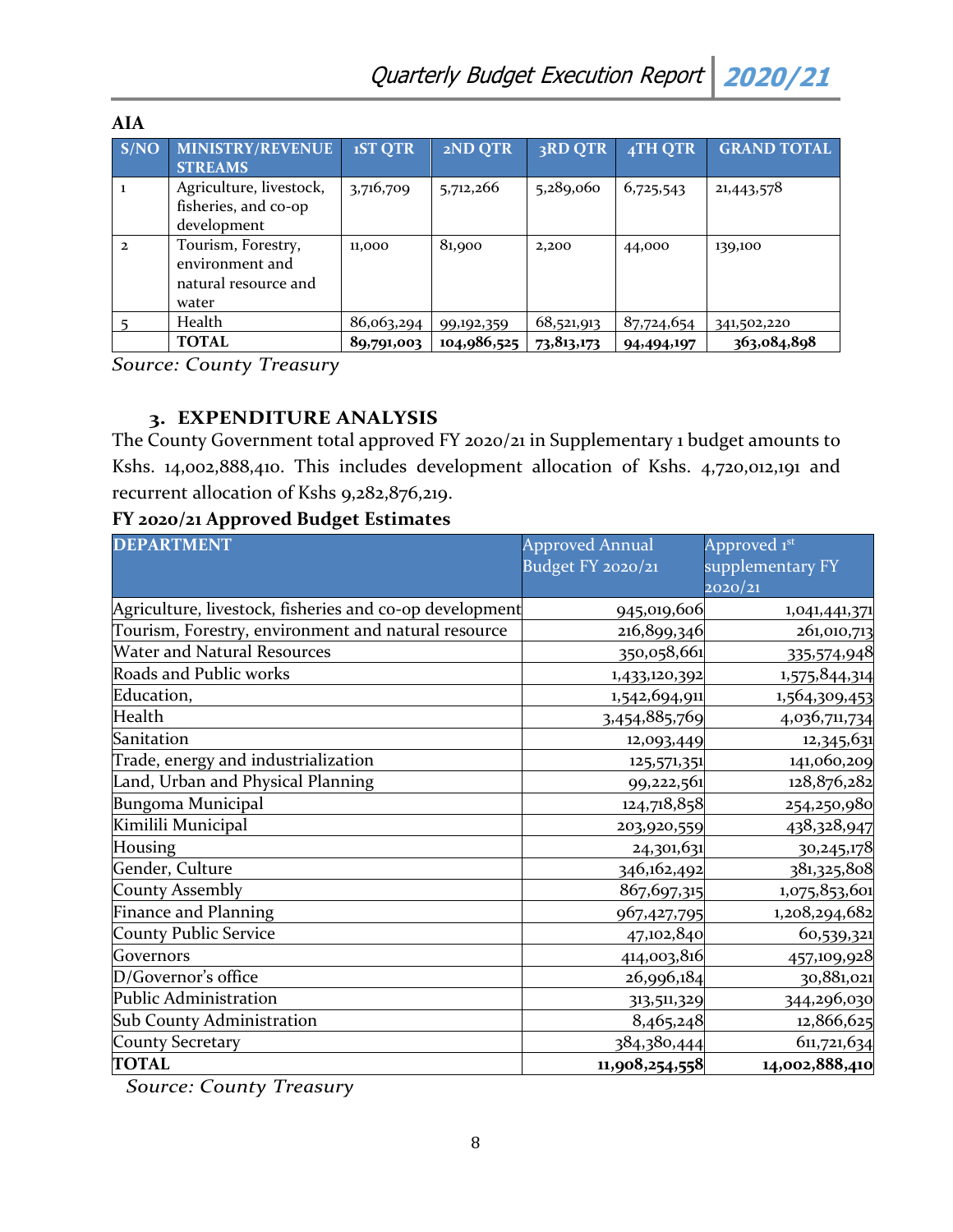**AIA**

| S/NO | MINISTRY/REVENUE STREAMS | 1ST QTR | 2ND QTR | 3RD QTR | 4TH QTR | GRAND TOTAL |
|---|---|---|---|---|---|---|
| 1 | Agriculture, livestock, fisheries, and co-op development | 3,716,709 | 5,712,266 | 5,289,060 | 6,725,543 | 21,443,578 |
| 2 | Tourism, Forestry, environment and natural resource and water | 11,000 | 81,900 | 2,200 | 44,000 | 139,100 |
| 5 | Health | 86,063,294 | 99,192,359 | 68,521,913 | 87,724,654 | 341,502,220 |
| | **TOTAL** | **89,791,003** | **104,986,525** | **73,813,173** | **94,494,197** | **363,084,898** |

*Source: County Treasury*

## 3. EXPENDITURE ANALYSIS

The County Government total approved FY 2020/21 in Supplementary 1 budget amounts to Kshs. 14,002,888,410. This includes development allocation of Kshs. 4,720,012,191 and recurrent allocation of Kshs 9,282,876,219.

**FY 2020/21 Approved Budget Estimates**

| DEPARTMENT | Approved Annual Budget FY 2020/21 | Approved 1st supplementary FY 2020/21 |
|---|---|---|
| Agriculture, livestock, fisheries and co-op development | 945,019,606 | 1,041,441,371 |
| Tourism, Forestry, environment and natural resource | 216,899,346 | 261,010,713 |
| Water and Natural Resources | 350,058,661 | 335,574,948 |
| Roads and Public works | 1,433,120,392 | 1,575,844,314 |
| Education, | 1,542,694,911 | 1,564,309,453 |
| Health | 3,454,885,769 | 4,036,711,734 |
| Sanitation | 12,093,449 | 12,345,631 |
| Trade, energy and industrialization | 125,571,351 | 141,060,209 |
| Land, Urban and Physical Planning | 99,222,561 | 128,876,282 |
| Bungoma Municipal | 124,718,858 | 254,250,980 |
| Kimilili Municipal | 203,920,559 | 438,328,947 |
| Housing | 24,301,631 | 30,245,178 |
| Gender, Culture | 346,162,492 | 381,325,808 |
| County Assembly | 867,697,315 | 1,075,853,601 |
| Finance and Planning | 967,427,795 | 1,208,294,682 |
| County Public Service | 47,102,840 | 60,539,321 |
| Governors | 414,003,816 | 457,109,928 |
| D/Governor's office | 26,996,184 | 30,881,021 |
| Public Administration | 313,511,329 | 344,296,030 |
| Sub County Administration | 8,465,248 | 12,866,625 |
| County Secretary | 384,380,444 | 611,721,634 |
| **TOTAL** | **11,908,254,558** | **14,002,888,410** |

*Source: County Treasury*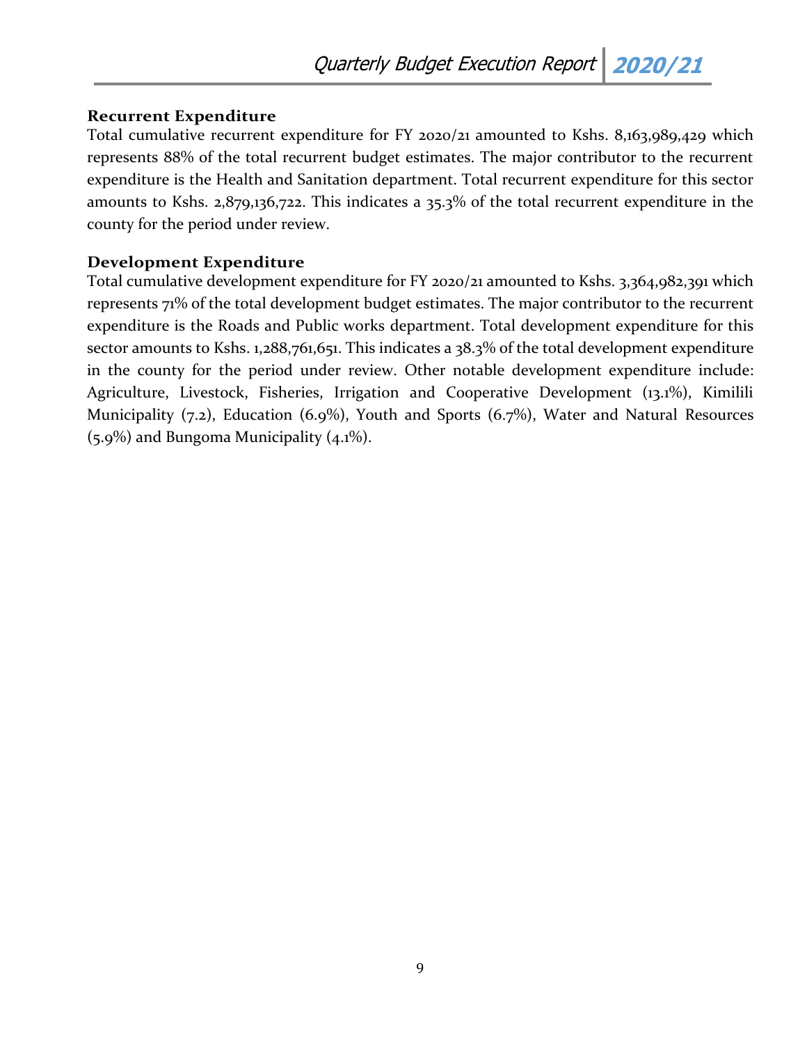### Recurrent Expenditure

Total cumulative recurrent expenditure for FY 2020/21 amounted to Kshs. 8,163,989,429 which represents 88% of the total recurrent budget estimates. The major contributor to the recurrent expenditure is the Health and Sanitation department. Total recurrent expenditure for this sector amounts to Kshs. 2,879,136,722. This indicates a 35.3% of the total recurrent expenditure in the county for the period under review.

### Development Expenditure

Total cumulative development expenditure for FY 2020/21 amounted to Kshs. 3,364,982,391 which represents 71% of the total development budget estimates. The major contributor to the recurrent expenditure is the Roads and Public works department. Total development expenditure for this sector amounts to Kshs. 1,288,761,651. This indicates a 38.3% of the total development expenditure in the county for the period under review. Other notable development expenditure include: Agriculture, Livestock, Fisheries, Irrigation and Cooperative Development (13.1%), Kimilili Municipality (7.2), Education (6.9%), Youth and Sports (6.7%), Water and Natural Resources (5.9%) and Bungoma Municipality (4.1%).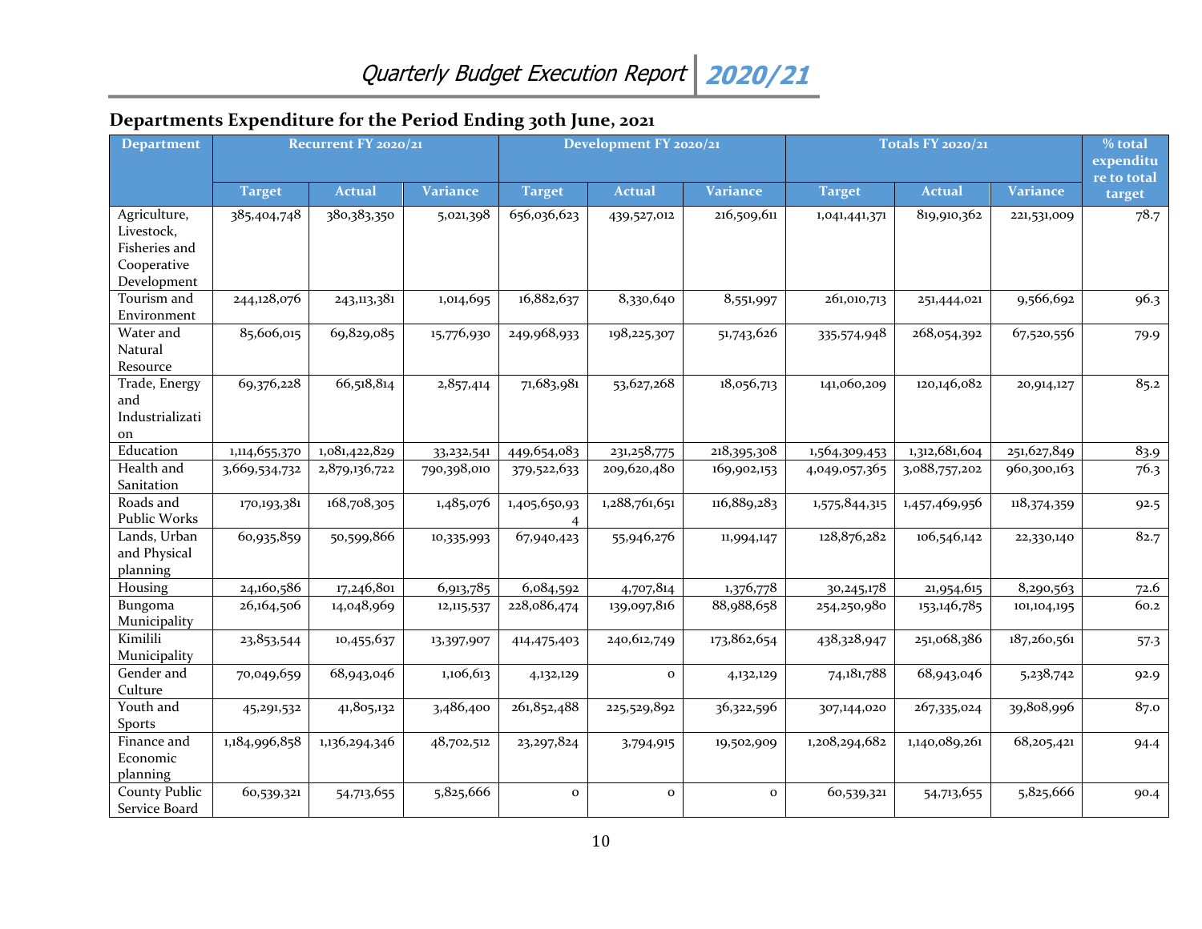## Departments Expenditure for the Period Ending 30th June, 2021

| Department | Recurrent FY 2020/21 | | | Development FY 2020/21 | | | Totals FY 2020/21 | | | % total expenditure to total target |
|---|---|---|---|---|---|---|---|---|---|---|
| | Target | Actual | Variance | Target | Actual | Variance | Target | Actual | Variance | |
| Agriculture, Livestock, Fisheries and Cooperative Development | 385,404,748 | 380,383,350 | 5,021,398 | 656,036,623 | 439,527,012 | 216,509,611 | 1,041,441,371 | 819,910,362 | 221,531,009 | 78.7 |
| Tourism and Environment | 244,128,076 | 243,113,381 | 1,014,695 | 16,882,637 | 8,330,640 | 8,551,997 | 261,010,713 | 251,444,021 | 9,566,692 | 96.3 |
| Water and Natural Resource | 85,606,015 | 69,829,085 | 15,776,930 | 249,968,933 | 198,225,307 | 51,743,626 | 335,574,948 | 268,054,392 | 67,520,556 | 79.9 |
| Trade, Energy and Industrialization | 69,376,228 | 66,518,814 | 2,857,414 | 71,683,981 | 53,627,268 | 18,056,713 | 141,060,209 | 120,146,082 | 20,914,127 | 85.2 |
| Education | 1,114,655,370 | 1,081,422,829 | 33,232,541 | 449,654,083 | 231,258,775 | 218,395,308 | 1,564,309,453 | 1,312,681,604 | 251,627,849 | 83.9 |
| Health and Sanitation | 3,669,534,732 | 2,879,136,722 | 790,398,010 | 379,522,633 | 209,620,480 | 169,902,153 | 4,049,057,365 | 3,088,757,202 | 960,300,163 | 76.3 |
| Roads and Public Works | 170,193,381 | 168,708,305 | 1,485,076 | 1,405,650,934 | 1,288,761,651 | 116,889,283 | 1,575,844,315 | 1,457,469,956 | 118,374,359 | 92.5 |
| Lands, Urban and Physical planning | 60,935,859 | 50,599,866 | 10,335,993 | 67,940,423 | 55,946,276 | 11,994,147 | 128,876,282 | 106,546,142 | 22,330,140 | 82.7 |
| Housing | 24,160,586 | 17,246,801 | 6,913,785 | 6,084,592 | 4,707,814 | 1,376,778 | 30,245,178 | 21,954,615 | 8,290,563 | 72.6 |
| Bungoma Municipality | 26,164,506 | 14,048,969 | 12,115,537 | 228,086,474 | 139,097,816 | 88,988,658 | 254,250,980 | 153,146,785 | 101,104,195 | 60.2 |
| Kimilili Municipality | 23,853,544 | 10,455,637 | 13,397,907 | 414,475,403 | 240,612,749 | 173,862,654 | 438,328,947 | 251,068,386 | 187,260,561 | 57.3 |
| Gender and Culture | 70,049,659 | 68,943,046 | 1,106,613 | 4,132,129 | 0 | 4,132,129 | 74,181,788 | 68,943,046 | 5,238,742 | 92.9 |
| Youth and Sports | 45,291,532 | 41,805,132 | 3,486,400 | 261,852,488 | 225,529,892 | 36,322,596 | 307,144,020 | 267,335,024 | 39,808,996 | 87.0 |
| Finance and Economic planning | 1,184,996,858 | 1,136,294,346 | 48,702,512 | 23,297,824 | 3,794,915 | 19,502,909 | 1,208,294,682 | 1,140,089,261 | 68,205,421 | 94.4 |
| County Public Service Board | 60,539,321 | 54,713,655 | 5,825,666 | 0 | 0 | 0 | 60,539,321 | 54,713,655 | 5,825,666 | 90.4 |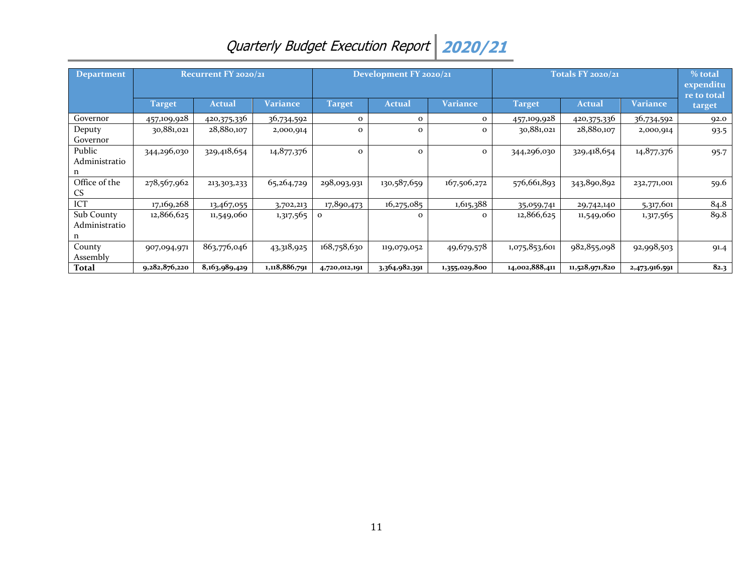| Department | Recurrent FY 2020/21 | | | Development FY 2020/21 | | | Totals FY 2020/21 | | | % total expenditure to total target |
|---|---|---|---|---|---|---|---|---|---|---|
| | Target | Actual | Variance | Target | Actual | Variance | Target | Actual | Variance | |
| Governor | 457,109,928 | 420,375,336 | 36,734,592 | 0 | 0 | 0 | 457,109,928 | 420,375,336 | 36,734,592 | 92.0 |
| Deputy Governor | 30,881,021 | 28,880,107 | 2,000,914 | 0 | 0 | 0 | 30,881,021 | 28,880,107 | 2,000,914 | 93.5 |
| Public Administration | 344,296,030 | 329,418,654 | 14,877,376 | 0 | 0 | 0 | 344,296,030 | 329,418,654 | 14,877,376 | 95.7 |
| Office of the CS | 278,567,962 | 213,303,233 | 65,264,729 | 298,093,931 | 130,587,659 | 167,506,272 | 576,661,893 | 343,890,892 | 232,771,001 | 59.6 |
| ICT | 17,169,268 | 13,467,055 | 3,702,213 | 17,890,473 | 16,275,085 | 1,615,388 | 35,059,741 | 29,742,140 | 5,317,601 | 84.8 |
| Sub County Administration | 12,866,625 | 11,549,060 | 1,317,565 | 0 | 0 | 0 | 12,866,625 | 11,549,060 | 1,317,565 | 89.8 |
| County Assembly | 907,094,971 | 863,776,046 | 43,318,925 | 168,758,630 | 119,079,052 | 49,679,578 | 1,075,853,601 | 982,855,098 | 92,998,503 | 91.4 |
| **Total** | **9,282,876,220** | **8,163,989,429** | **1,118,886,791** | **4,720,012,191** | **3,364,982,391** | **1,355,029,800** | **14,002,888,411** | **11,528,971,820** | **2,473,916,591** | **82.3** |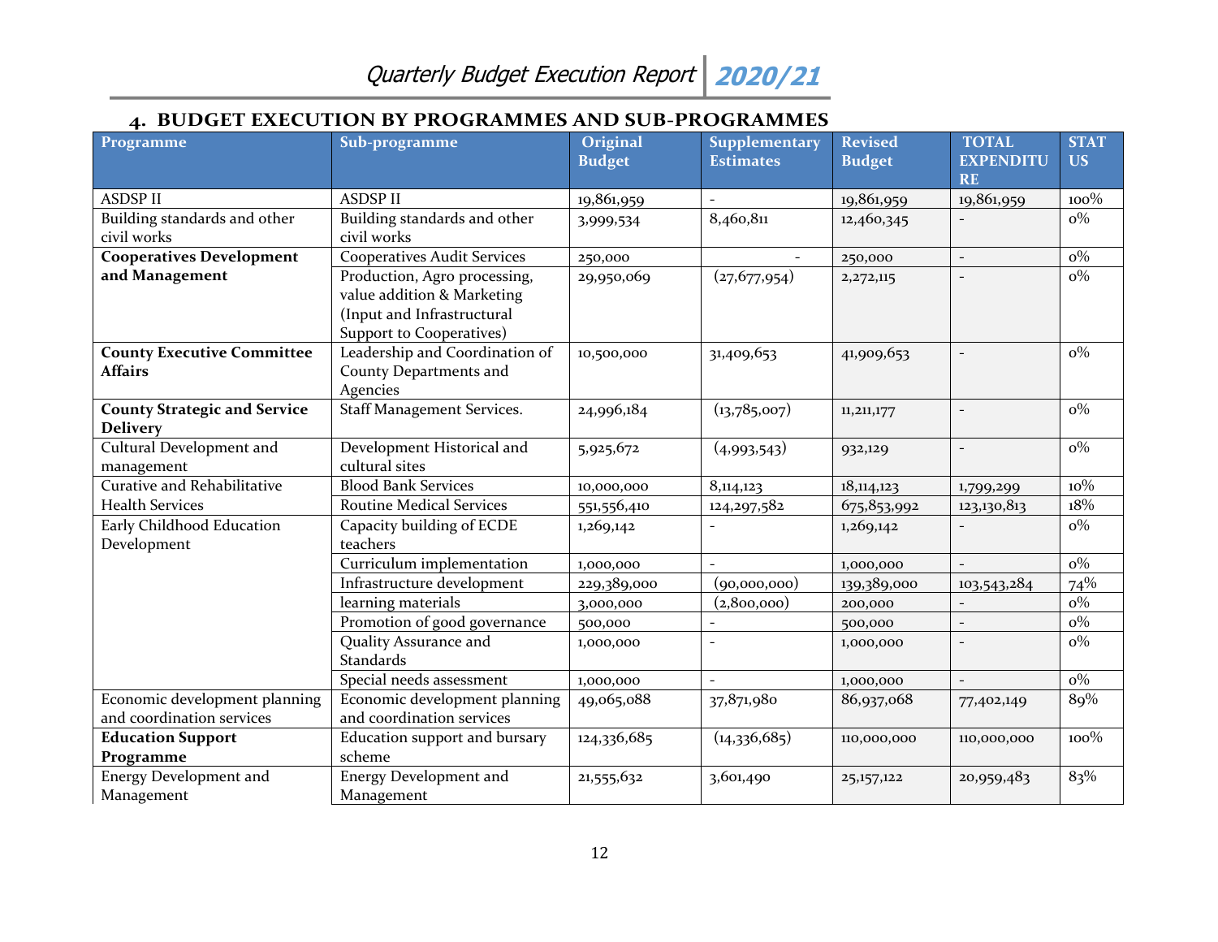## 4. BUDGET EXECUTION BY PROGRAMMES AND SUB-PROGRAMMES

| Programme | Sub-programme | Original Budget | Supplementary Estimates | Revised Budget | TOTAL EXPENDITURE | STATUS |
|---|---|---|---|---|---|---|
| ASDSP II | ASDSP II | 19,861,959 | - | 19,861,959 | 19,861,959 | 100% |
| Building standards and other civil works | Building standards and other civil works | 3,999,534 | 8,460,811 | 12,460,345 | - | 0% |
| **Cooperatives Development and Management** | Cooperatives Audit Services | 250,000 | - | 250,000 | - | 0% |
| | Production, Agro processing, value addition & Marketing (Input and Infrastructural Support to Cooperatives) | 29,950,069 | (27,677,954) | 2,272,115 | - | 0% |
| **County Executive Committee Affairs** | Leadership and Coordination of County Departments and Agencies | 10,500,000 | 31,409,653 | 41,909,653 | - | 0% |
| **County Strategic and Service Delivery** | Staff Management Services. | 24,996,184 | (13,785,007) | 11,211,177 | - | 0% |
| Cultural Development and management | Development Historical and cultural sites | 5,925,672 | (4,993,543) | 932,129 | - | 0% |
| Curative and Rehabilitative Health Services | Blood Bank Services | 10,000,000 | 8,114,123 | 18,114,123 | 1,799,299 | 10% |
| | Routine Medical Services | 551,556,410 | 124,297,582 | 675,853,992 | 123,130,813 | 18% |
| Early Childhood Education Development | Capacity building of ECDE teachers | 1,269,142 | - | 1,269,142 | - | 0% |
| | Curriculum implementation | 1,000,000 | - | 1,000,000 | - | 0% |
| | Infrastructure development | 229,389,000 | (90,000,000) | 139,389,000 | 103,543,284 | 74% |
| | learning materials | 3,000,000 | (2,800,000) | 200,000 | - | 0% |
| | Promotion of good governance | 500,000 | - | 500,000 | - | 0% |
| | Quality Assurance and Standards | 1,000,000 | - | 1,000,000 | - | 0% |
| | Special needs assessment | 1,000,000 | - | 1,000,000 | - | 0% |
| Economic development planning and coordination services | Economic development planning and coordination services | 49,065,088 | 37,871,980 | 86,937,068 | 77,402,149 | 89% |
| **Education Support Programme** | Education support and bursary scheme | 124,336,685 | (14,336,685) | 110,000,000 | 110,000,000 | 100% |
| Energy Development and Management | Energy Development and Management | 21,555,632 | 3,601,490 | 25,157,122 | 20,959,483 | 83% |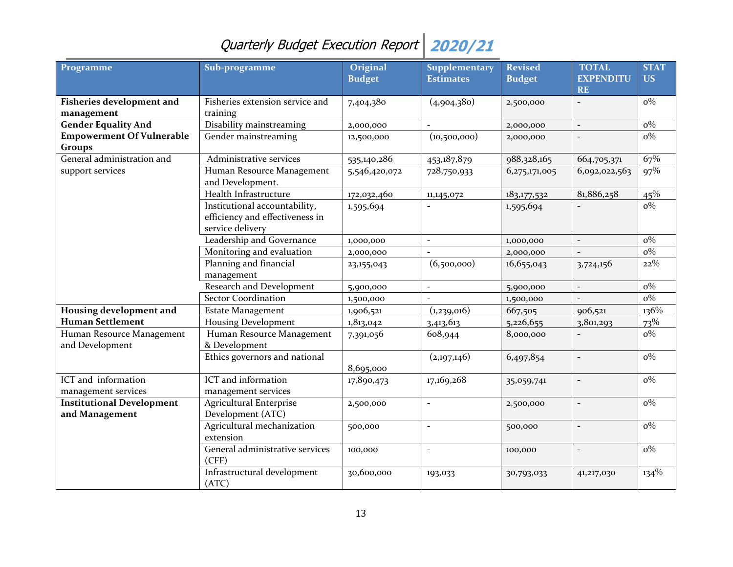| Programme | Sub-programme | Original Budget | Supplementary Estimates | Revised Budget | TOTAL EXPENDITURE | STATUS |
|---|---|---|---|---|---|---|
| **Fisheries development and management** | Fisheries extension service and training | 7,404,380 | (4,904,380) | 2,500,000 | - | 0% |
| **Gender Equality And Empowerment Of Vulnerable Groups** | Disability mainstreaming | 2,000,000 | - | 2,000,000 | - | 0% |
| | Gender mainstreaming | 12,500,000 | (10,500,000) | 2,000,000 | - | 0% |
| General administration and support services | Administrative services | 535,140,286 | 453,187,879 | 988,328,165 | 664,705,371 | 67% |
| | Human Resource Management and Development. | 5,546,420,072 | 728,750,933 | 6,275,171,005 | 6,092,022,563 | 97% |
| | Health Infrastructure | 172,032,460 | 11,145,072 | 183,177,532 | 81,886,258 | 45% |
| | Institutional accountability, efficiency and effectiveness in service delivery | 1,595,694 | - | 1,595,694 | - | 0% |
| | Leadership and Governance | 1,000,000 | - | 1,000,000 | - | 0% |
| | Monitoring and evaluation | 2,000,000 | - | 2,000,000 | - | 0% |
| | Planning and financial management | 23,155,043 | (6,500,000) | 16,655,043 | 3,724,156 | 22% |
| | Research and Development | 5,900,000 | - | 5,900,000 | - | 0% |
| | Sector Coordination | 1,500,000 | - | 1,500,000 | - | 0% |
| **Housing development and Human Settlement** | Estate Management | 1,906,521 | (1,239,016) | 667,505 | 906,521 | 136% |
| | Housing Development | 1,813,042 | 3,413,613 | 5,226,655 | 3,801,293 | 73% |
| Human Resource Management and Development | Human Resource Management & Development | 7,391,056 | 608,944 | 8,000,000 | - | 0% |
| | Ethics governors and national | 8,695,000 | (2,197,146) | 6,497,854 | - | 0% |
| ICT and information management services | ICT and information management services | 17,890,473 | 17,169,268 | 35,059,741 | - | 0% |
| **Institutional Development and Management** | Agricultural Enterprise Development (ATC) | 2,500,000 | - | 2,500,000 | - | 0% |
| | Agricultural mechanization extension | 500,000 | - | 500,000 | - | 0% |
| | General administrative services (CFF) | 100,000 | - | 100,000 | - | 0% |
| | Infrastructural development (ATC) | 30,600,000 | 193,033 | 30,793,033 | 41,217,030 | 134% |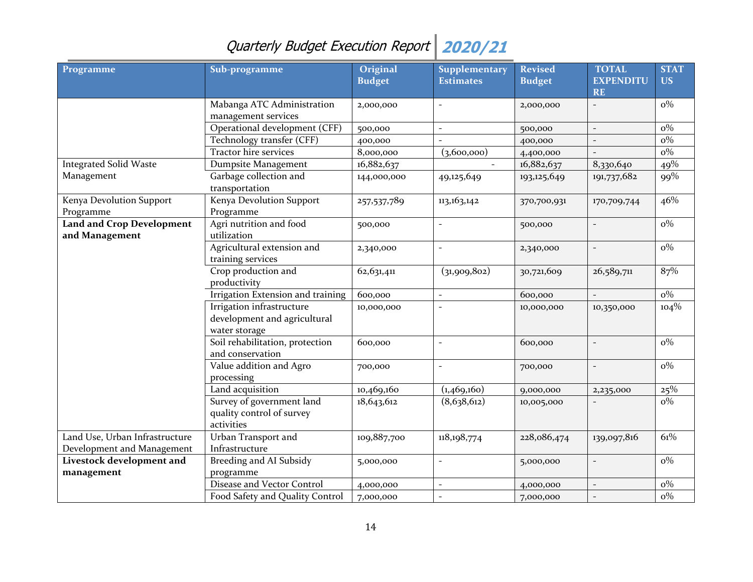| Programme | Sub-programme | Original Budget | Supplementary Estimates | Revised Budget | TOTAL EXPENDITURE | STATUS |
|---|---|---|---|---|---|---|
| | Mabanga ATC Administration management services | 2,000,000 | - | 2,000,000 | - | 0% |
| | Operational development (CFF) | 500,000 | - | 500,000 | - | 0% |
| | Technology transfer (CFF) | 400,000 | - | 400,000 | - | 0% |
| | Tractor hire services | 8,000,000 | (3,600,000) | 4,400,000 | - | 0% |
| Integrated Solid Waste Management | Dumpsite Management | 16,882,637 | - | 16,882,637 | 8,330,640 | 49% |
| | Garbage collection and transportation | 144,000,000 | 49,125,649 | 193,125,649 | 191,737,682 | 99% |
| Kenya Devolution Support Programme | Kenya Devolution Support Programme | 257,537,789 | 113,163,142 | 370,700,931 | 170,709,744 | 46% |
| **Land and Crop Development and Management** | Agri nutrition and food utilization | 500,000 | - | 500,000 | - | 0% |
| | Agricultural extension and training services | 2,340,000 | - | 2,340,000 | - | 0% |
| | Crop production and productivity | 62,631,411 | (31,909,802) | 30,721,609 | 26,589,711 | 87% |
| | Irrigation Extension and training | 600,000 | - | 600,000 | - | 0% |
| | Irrigation infrastructure development and agricultural water storage | 10,000,000 | - | 10,000,000 | 10,350,000 | 104% |
| | Soil rehabilitation, protection and conservation | 600,000 | - | 600,000 | - | 0% |
| | Value addition and Agro processing | 700,000 | - | 700,000 | - | 0% |
| | Land acquisition | 10,469,160 | (1,469,160) | 9,000,000 | 2,235,000 | 25% |
| | Survey of government land quality control of survey activities | 18,643,612 | (8,638,612) | 10,005,000 | - | 0% |
| Land Use, Urban Infrastructure Development and Management | Urban Transport and Infrastructure | 109,887,700 | 118,198,774 | 228,086,474 | 139,097,816 | 61% |
| **Livestock development and management** | Breeding and AI Subsidy programme | 5,000,000 | - | 5,000,000 | - | 0% |
| | Disease and Vector Control | 4,000,000 | - | 4,000,000 | - | 0% |
| | Food Safety and Quality Control | 7,000,000 | - | 7,000,000 | - | 0% |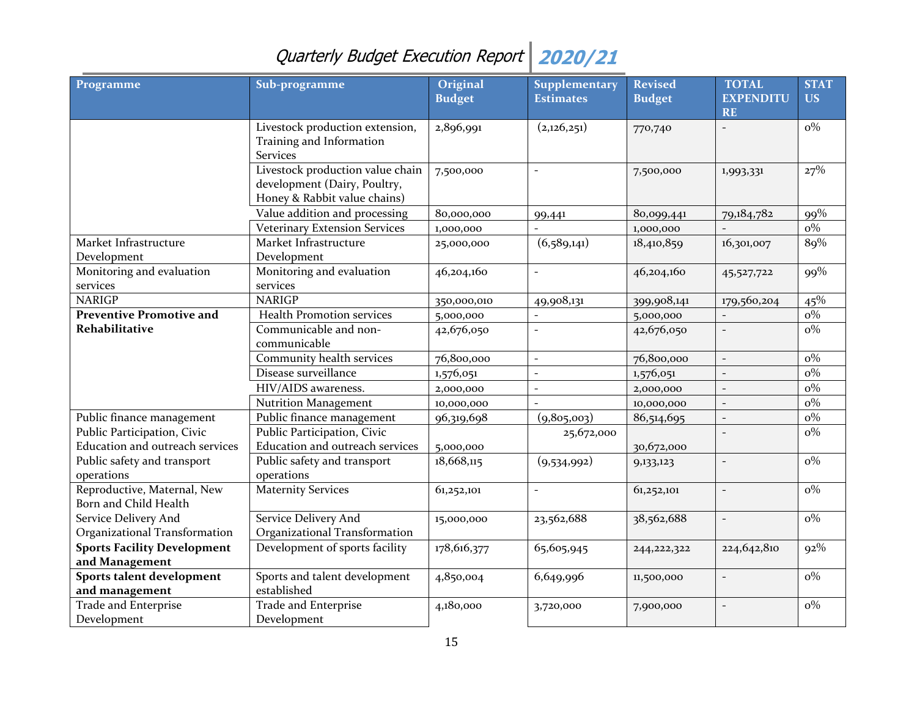| Programme | Sub-programme | Original Budget | Supplementary Estimates | Revised Budget | TOTAL EXPENDITURE | STATUS |
|---|---|---|---|---|---|---|
| | Livestock production extension, Training and Information Services | 2,896,991 | (2,126,251) | 770,740 | - | 0% |
| | Livestock production value chain development (Dairy, Poultry, Honey & Rabbit value chains) | 7,500,000 | - | 7,500,000 | 1,993,331 | 27% |
| | Value addition and processing | 80,000,000 | 99,441 | 80,099,441 | 79,184,782 | 99% |
| | Veterinary Extension Services | 1,000,000 | - | 1,000,000 | - | 0% |
| Market Infrastructure Development | Market Infrastructure Development | 25,000,000 | (6,589,141) | 18,410,859 | 16,301,007 | 89% |
| Monitoring and evaluation services | Monitoring and evaluation services | 46,204,160 | - | 46,204,160 | 45,527,722 | 99% |
| NARIGP | NARIGP | 350,000,010 | 49,908,131 | 399,908,141 | 179,560,204 | 45% |
| **Preventive Promotive and Rehabilitative** | Health Promotion services | 5,000,000 | - | 5,000,000 | - | 0% |
| | Communicable and non-communicable | 42,676,050 | - | 42,676,050 | - | 0% |
| | Community health services | 76,800,000 | - | 76,800,000 | - | 0% |
| | Disease surveillance | 1,576,051 | - | 1,576,051 | - | 0% |
| | HIV/AIDS awareness. | 2,000,000 | - | 2,000,000 | - | 0% |
| | Nutrition Management | 10,000,000 | - | 10,000,000 | - | 0% |
| Public finance management | Public finance management | 96,319,698 | (9,805,003) | 86,514,695 | - | 0% |
| Public Participation, Civic Education and outreach services | Public Participation, Civic Education and outreach services | 5,000,000 | 25,672,000 | 30,672,000 | - | 0% |
| Public safety and transport operations | Public safety and transport operations | 18,668,115 | (9,534,992) | 9,133,123 | - | 0% |
| Reproductive, Maternal, New Born and Child Health | Maternity Services | 61,252,101 | - | 61,252,101 | - | 0% |
| Service Delivery And Organizational Transformation | Service Delivery And Organizational Transformation | 15,000,000 | 23,562,688 | 38,562,688 | - | 0% |
| **Sports Facility Development and Management** | Development of sports facility | 178,616,377 | 65,605,945 | 244,222,322 | 224,642,810 | 92% |
| **Sports talent development and management** | Sports and talent development established | 4,850,004 | 6,649,996 | 11,500,000 | - | 0% |
| Trade and Enterprise Development | Trade and Enterprise Development | 4,180,000 | 3,720,000 | 7,900,000 | - | 0% |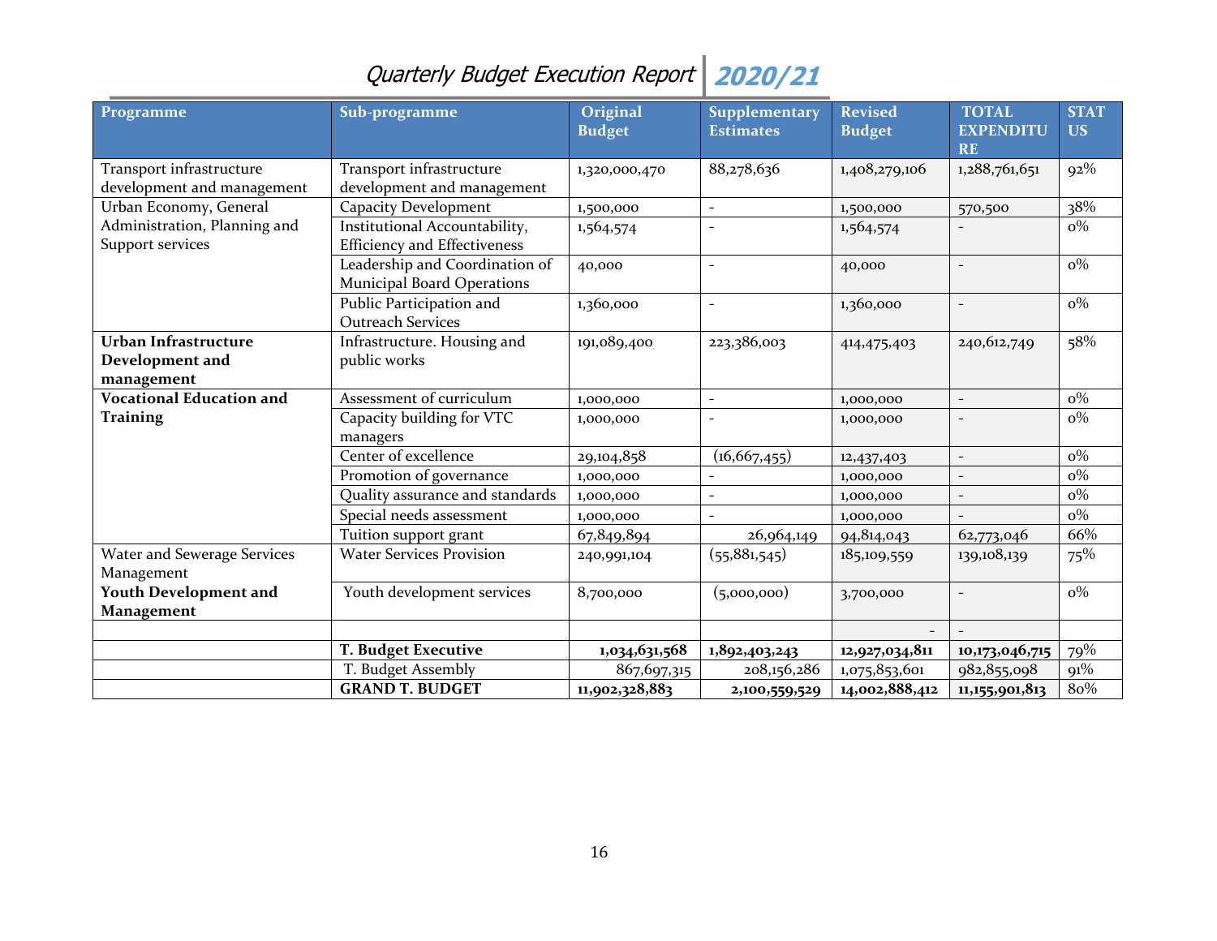| Programme | Sub-programme | Original Budget | Supplementary Estimates | Revised Budget | TOTAL EXPENDITURE | STATUS |
|---|---|---|---|---|---|---|
| Transport infrastructure development and management | Transport infrastructure development and management | 1,320,000,470 | 88,278,636 | 1,408,279,106 | 1,288,761,651 | 92% |
| Urban Economy, General Administration, Planning and Support services | Capacity Development | 1,500,000 | - | 1,500,000 | 570,500 | 38% |
| | Institutional Accountability, Efficiency and Effectiveness | 1,564,574 | - | 1,564,574 | - | 0% |
| | Leadership and Coordination of Municipal Board Operations | 40,000 | - | 40,000 | - | 0% |
| | Public Participation and Outreach Services | 1,360,000 | - | 1,360,000 | - | 0% |
| **Urban Infrastructure Development and management** | Infrastructure. Housing and public works | 191,089,400 | 223,386,003 | 414,475,403 | 240,612,749 | 58% |
| **Vocational Education and Training** | Assessment of curriculum | 1,000,000 | - | 1,000,000 | - | 0% |
| | Capacity building for VTC managers | 1,000,000 | - | 1,000,000 | - | 0% |
| | Center of excellence | 29,104,858 | (16,667,455) | 12,437,403 | - | 0% |
| | Promotion of governance | 1,000,000 | - | 1,000,000 | - | 0% |
| | Quality assurance and standards | 1,000,000 | - | 1,000,000 | - | 0% |
| | Special needs assessment | 1,000,000 | - | 1,000,000 | - | 0% |
| | Tuition support grant | 67,849,894 | 26,964,149 | 94,814,043 | 62,773,046 | 66% |
| Water and Sewerage Services Management | Water Services Provision | 240,991,104 | (55,881,545) | 185,109,559 | 139,108,139 | 75% |
| **Youth Development and Management** | Youth development services | 8,700,000 | (5,000,000) | 3,700,000 | - | 0% |
| | | | | - | - | |
| | **T. Budget Executive** | **1,034,631,568** | **1,892,403,243** | **12,927,034,811** | **10,173,046,715** | 79% |
| | T. Budget Assembly | 867,697,315 | 208,156,286 | 1,075,853,601 | 982,855,098 | 91% |
| | **GRAND T. BUDGET** | **11,902,328,883** | **2,100,559,529** | **14,002,888,412** | **11,155,901,813** | 80% |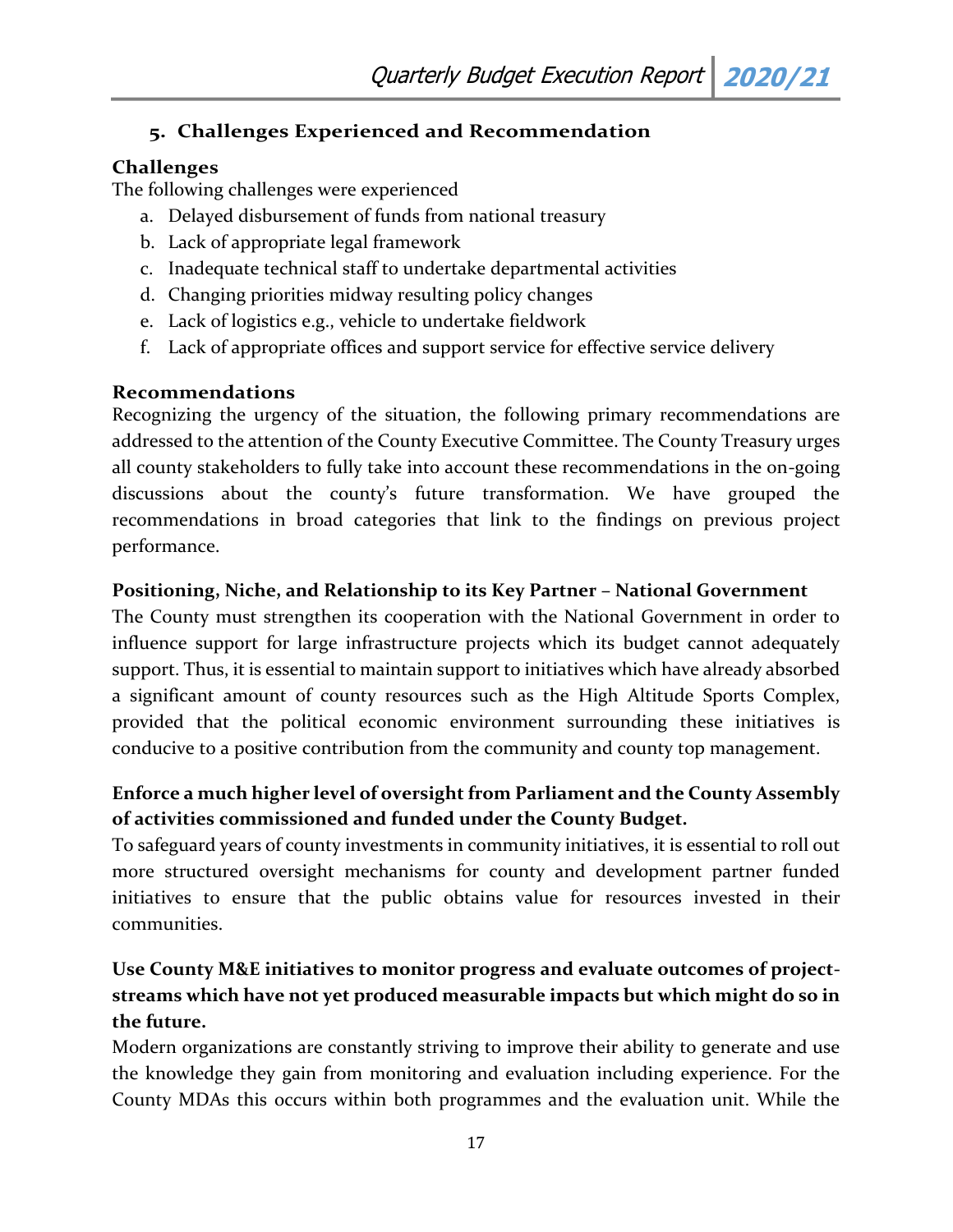## 5. Challenges Experienced and Recommendation

### Challenges

The following challenges were experienced

a. Delayed disbursement of funds from national treasury
b. Lack of appropriate legal framework
c. Inadequate technical staff to undertake departmental activities
d. Changing priorities midway resulting policy changes
e. Lack of logistics e.g., vehicle to undertake fieldwork
f. Lack of appropriate offices and support service for effective service delivery

### Recommendations

Recognizing the urgency of the situation, the following primary recommendations are addressed to the attention of the County Executive Committee. The County Treasury urges all county stakeholders to fully take into account these recommendations in the on-going discussions about the county's future transformation. We have grouped the recommendations in broad categories that link to the findings on previous project performance.

**Positioning, Niche, and Relationship to its Key Partner – National Government**

The County must strengthen its cooperation with the National Government in order to influence support for large infrastructure projects which its budget cannot adequately support. Thus, it is essential to maintain support to initiatives which have already absorbed a significant amount of county resources such as the High Altitude Sports Complex, provided that the political economic environment surrounding these initiatives is conducive to a positive contribution from the community and county top management.

**Enforce a much higher level of oversight from Parliament and the County Assembly of activities commissioned and funded under the County Budget.**

To safeguard years of county investments in community initiatives, it is essential to roll out more structured oversight mechanisms for county and development partner funded initiatives to ensure that the public obtains value for resources invested in their communities.

**Use County M&E initiatives to monitor progress and evaluate outcomes of project-streams which have not yet produced measurable impacts but which might do so in the future.**

Modern organizations are constantly striving to improve their ability to generate and use the knowledge they gain from monitoring and evaluation including experience. For the County MDAs this occurs within both programmes and the evaluation unit. While the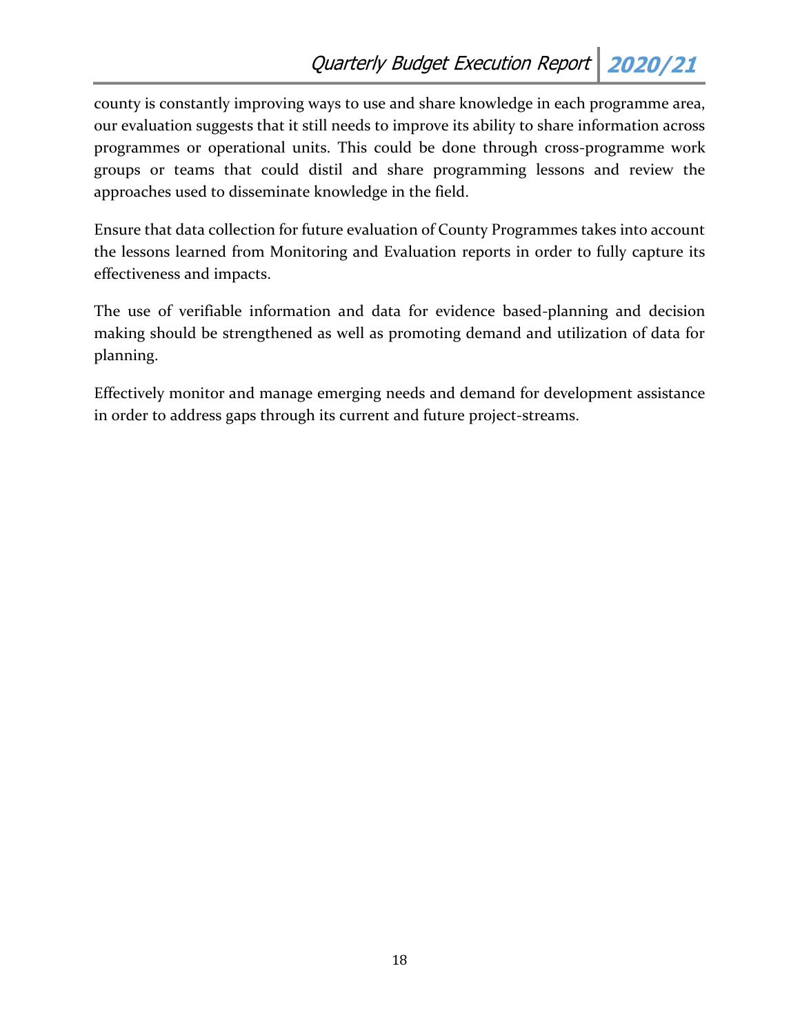county is constantly improving ways to use and share knowledge in each programme area, our evaluation suggests that it still needs to improve its ability to share information across programmes or operational units. This could be done through cross-programme work groups or teams that could distil and share programming lessons and review the approaches used to disseminate knowledge in the field.

Ensure that data collection for future evaluation of County Programmes takes into account the lessons learned from Monitoring and Evaluation reports in order to fully capture its effectiveness and impacts.

The use of verifiable information and data for evidence based-planning and decision making should be strengthened as well as promoting demand and utilization of data for planning.

Effectively monitor and manage emerging needs and demand for development assistance in order to address gaps through its current and future project-streams.